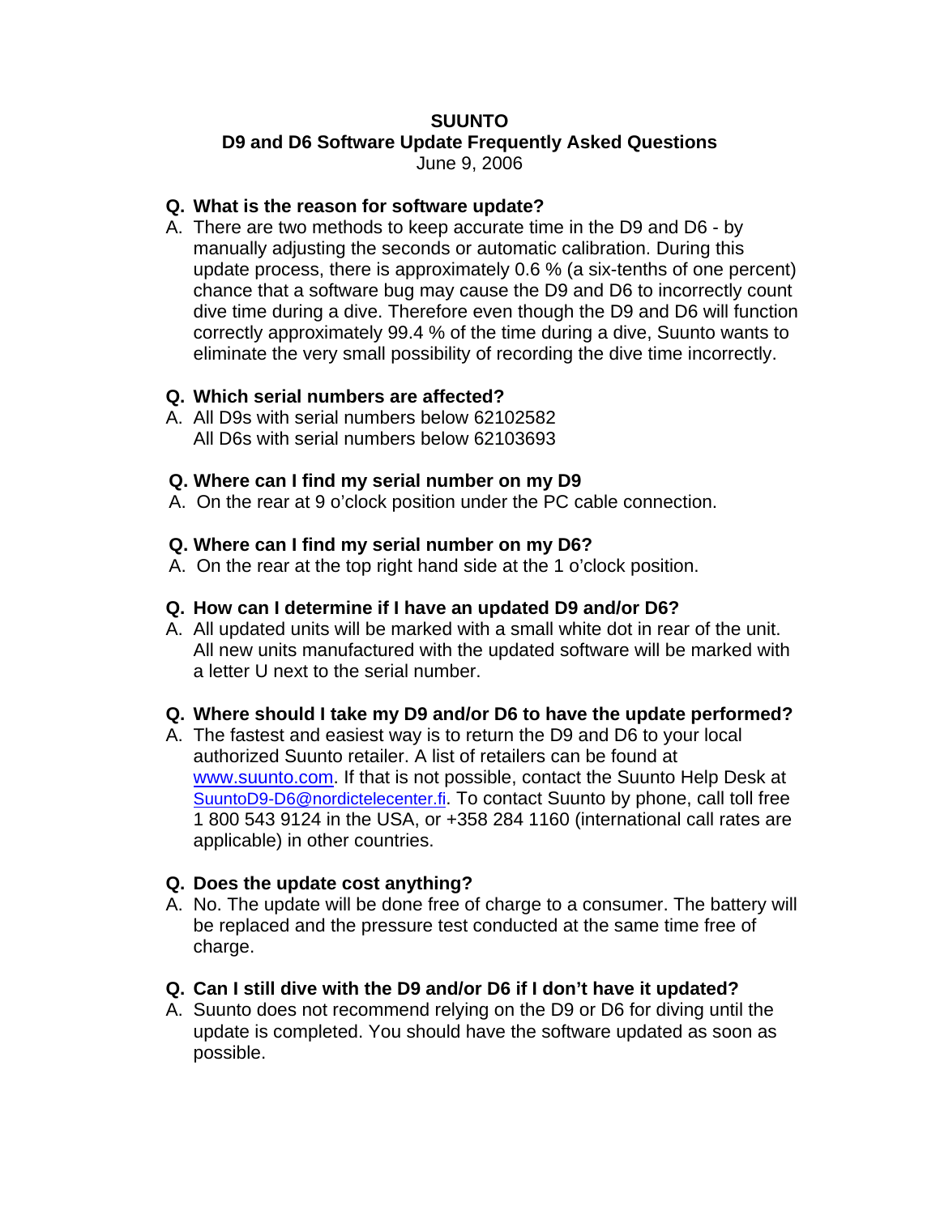# SUUNTO

## D9 and D6 Software Update Frequently Asked Questions

June 9, 2006

**Q. What is the reason for software update?**

A. There are two methods to keep accurate time in the D9 and D6 - by manually adjusting the seconds or automatic calibration. During this update process, there is approximately 0.6 % (a six-tenths of one percent) chance that a software bug may cause the D9 and D6 to incorrectly count dive time during a dive. Therefore even though the D9 and D6 will function correctly approximately 99.4 % of the time during a dive, Suunto wants to eliminate the very small possibility of recording the dive time incorrectly.

**Q. Which serial numbers are affected?**

A. All D9s with serial numbers below 62102582
All D6s with serial numbers below 62103693

**Q. Where can I find my serial number on my D9**

A. On the rear at 9 o'clock position under the PC cable connection.

**Q. Where can I find my serial number on my D6?**

A. On the rear at the top right hand side at the 1 o'clock position.

**Q. How can I determine if I have an updated D9 and/or D6?**

A. All updated units will be marked with a small white dot in rear of the unit. All new units manufactured with the updated software will be marked with a letter U next to the serial number.

**Q. Where should I take my D9 and/or D6 to have the update performed?**

A. The fastest and easiest way is to return the D9 and D6 to your local authorized Suunto retailer. A list of retailers can be found at www.suunto.com. If that is not possible, contact the Suunto Help Desk at SuuntoD9-D6@nordictelecenter.fi. To contact Suunto by phone, call toll free 1 800 543 9124 in the USA, or +358 284 1160 (international call rates are applicable) in other countries.

**Q. Does the update cost anything?**

A. No. The update will be done free of charge to a consumer. The battery will be replaced and the pressure test conducted at the same time free of charge.

**Q. Can I still dive with the D9 and/or D6 if I don't have it updated?**

A. Suunto does not recommend relying on the D9 or D6 for diving until the update is completed. You should have the software updated as soon as possible.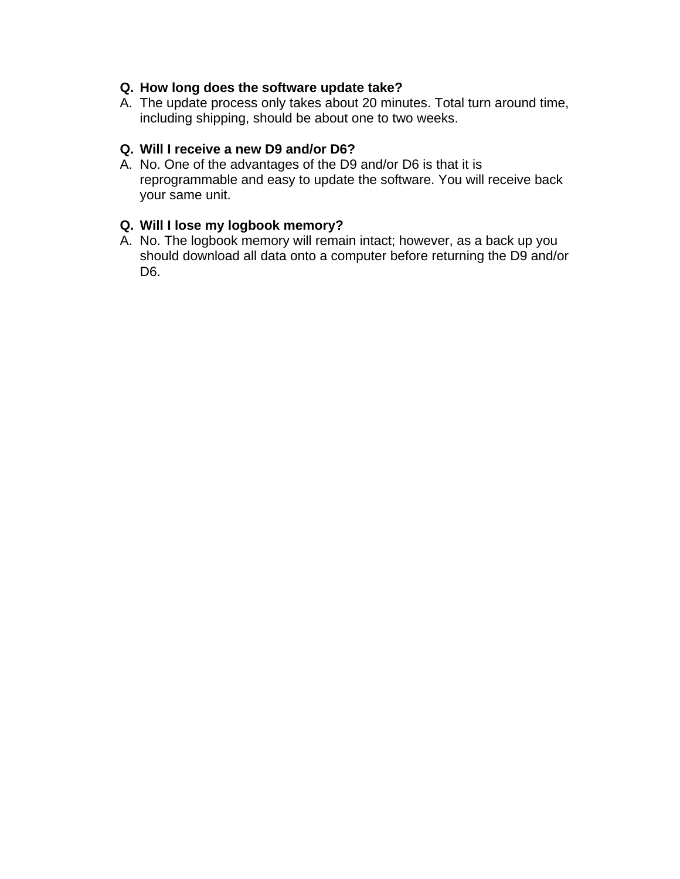**Q. How long does the software update take?**

A. The update process only takes about 20 minutes. Total turn around time, including shipping, should be about one to two weeks.

**Q. Will I receive a new D9 and/or D6?**

A. No. One of the advantages of the D9 and/or D6 is that it is reprogrammable and easy to update the software. You will receive back your same unit.

**Q. Will I lose my logbook memory?**

A. No. The logbook memory will remain intact; however, as a back up you should download all data onto a computer before returning the D9 and/or D6.